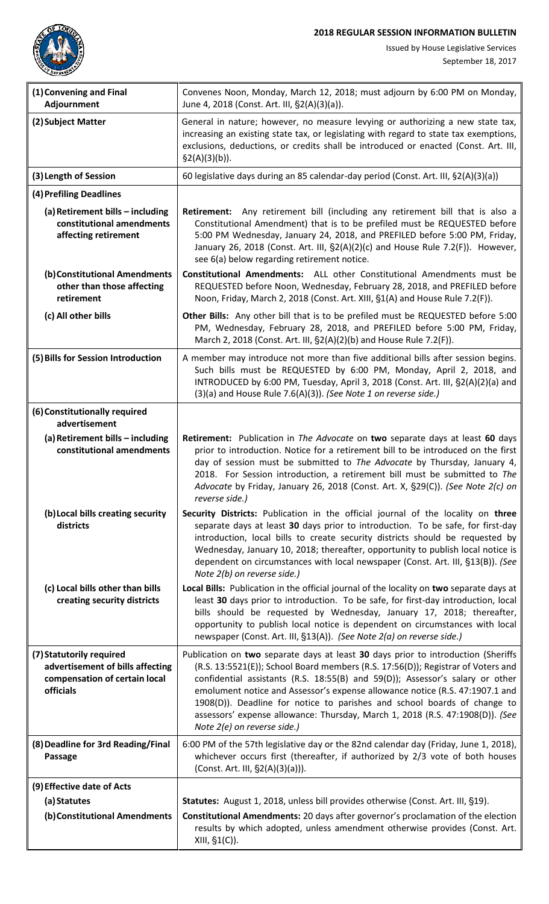# 2018 REGULAR SESSION INFORMATION BULLETIN

Issued by House Legislative Services
September 18, 2017

| | |
|---|---|
| **(1) Convening and Final Adjournment** | Convenes Noon, Monday, March 12, 2018; must adjourn by 6:00 PM on Monday, June 4, 2018 (Const. Art. III, §2(A)(3)(a)). |
| **(2) Subject Matter** | General in nature; however, no measure levying or authorizing a new state tax, increasing an existing state tax, or legislating with regard to state tax exemptions, exclusions, deductions, or credits shall be introduced or enacted (Const. Art. III, §2(A)(3)(b)). |
| **(3) Length of Session** | 60 legislative days during an 85 calendar-day period (Const. Art. III, §2(A)(3)(a)) |
| **(4) Prefiling Deadlines** | |
| **(a) Retirement bills – including constitutional amendments affecting retirement** | **Retirement:** Any retirement bill (including any retirement bill that is also a Constitutional Amendment) that is to be prefiled must be REQUESTED before 5:00 PM Wednesday, January 24, 2018, and PREFILED before 5:00 PM, Friday, January 26, 2018 (Const. Art. III, §2(A)(2)(c) and House Rule 7.2(F)). However, see 6(a) below regarding retirement notice. |
| **(b) Constitutional Amendments other than those affecting retirement** | **Constitutional Amendments:** ALL other Constitutional Amendments must be REQUESTED before Noon, Wednesday, February 28, 2018, and PREFILED before Noon, Friday, March 2, 2018 (Const. Art. XIII, §1(A) and House Rule 7.2(F)). |
| **(c) All other bills** | **Other Bills:** Any other bill that is to be prefiled must be REQUESTED before 5:00 PM, Wednesday, February 28, 2018, and PREFILED before 5:00 PM, Friday, March 2, 2018 (Const. Art. III, §2(A)(2)(b) and House Rule 7.2(F)). |
| **(5) Bills for Session Introduction** | A member may introduce not more than five additional bills after session begins. Such bills must be REQUESTED by 6:00 PM, Monday, April 2, 2018, and INTRODUCED by 6:00 PM, Tuesday, April 3, 2018 (Const. Art. III, §2(A)(2)(a) and (3)(a) and House Rule 7.6(A)(3)). *(See Note 1 on reverse side.)* |
| **(6) Constitutionally required advertisement** | |
| **(a) Retirement bills – including constitutional amendments** | **Retirement:** Publication in *The Advocate* on **two** separate days at least **60** days prior to introduction. Notice for a retirement bill to be introduced on the first day of session must be submitted to *The Advocate* by Thursday, January 4, 2018. For Session introduction, a retirement bill must be submitted to *The Advocate* by Friday, January 26, 2018 (Const. Art. X, §29(C)). *(See Note 2(c) on reverse side.)* |
| **(b) Local bills creating security districts** | **Security Districts:** Publication in the official journal of the locality on **three** separate days at least **30** days prior to introduction. To be safe, for first-day introduction, local bills to create security districts should be requested by Wednesday, January 10, 2018; thereafter, opportunity to publish local notice is dependent on circumstances with local newspaper (Const. Art. III, §13(B)). *(See Note 2(b) on reverse side.)* |
| **(c) Local bills other than bills creating security districts** | **Local Bills:** Publication in the official journal of the locality on **two** separate days at least **30** days prior to introduction. To be safe, for first-day introduction, local bills should be requested by Wednesday, January 17, 2018; thereafter, opportunity to publish local notice is dependent on circumstances with local newspaper (Const. Art. III, §13(A)). *(See Note 2(a) on reverse side.)* |
| **(7) Statutorily required advertisement of bills affecting compensation of certain local officials** | Publication on **two** separate days at least **30** days prior to introduction (Sheriffs (R.S. 13:5521(E)); School Board members (R.S. 17:56(D)); Registrar of Voters and confidential assistants (R.S. 18:55(B) and 59(D)); Assessor's salary or other emolument notice and Assessor's expense allowance notice (R.S. 47:1907.1 and 1908(D)). Deadline for notice to parishes and school boards of change to assessors' expense allowance: Thursday, March 1, 2018 (R.S. 47:1908(D)). *(See Note 2(e) on reverse side.)* |
| **(8) Deadline for 3rd Reading/Final Passage** | 6:00 PM of the 57th legislative day or the 82nd calendar day (Friday, June 1, 2018), whichever occurs first (thereafter, if authorized by 2/3 vote of both houses (Const. Art. III, §2(A)(3)(a))). |
| **(9) Effective date of Acts** | |
| **(a) Statutes** | **Statutes:** August 1, 2018, unless bill provides otherwise (Const. Art. III, §19). |
| **(b) Constitutional Amendments** | **Constitutional Amendments:** 20 days after governor's proclamation of the election results by which adopted, unless amendment otherwise provides (Const. Art. XIII, §1(C)). |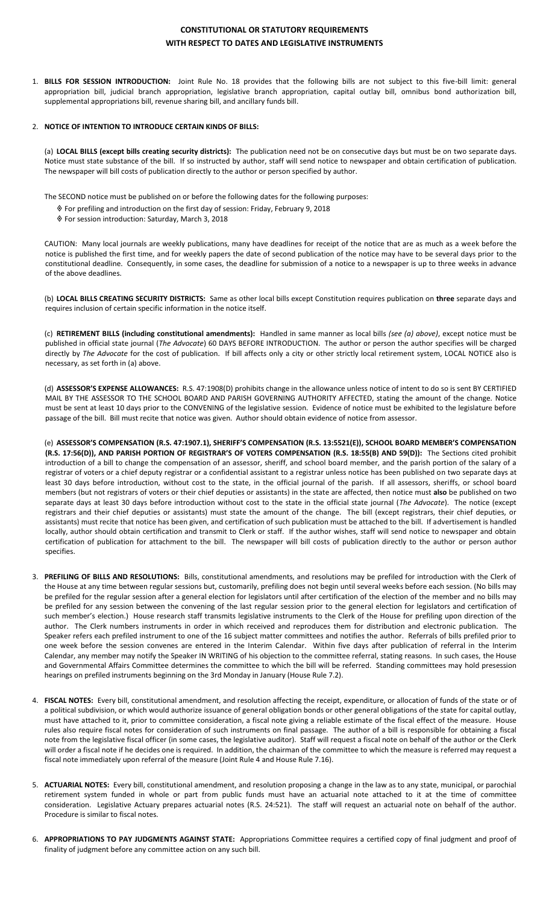# CONSTITUTIONAL OR STATUTORY REQUIREMENTS WITH RESPECT TO DATES AND LEGISLATIVE INSTRUMENTS

1. **BILLS FOR SESSION INTRODUCTION:** Joint Rule No. 18 provides that the following bills are not subject to this five-bill limit: general appropriation bill, judicial branch appropriation, legislative branch appropriation, capital outlay bill, omnibus bond authorization bill, supplemental appropriations bill, revenue sharing bill, and ancillary funds bill.

2. **NOTICE OF INTENTION TO INTRODUCE CERTAIN KINDS OF BILLS:**

   (a) **LOCAL BILLS (except bills creating security districts):** The publication need not be on consecutive days but must be on two separate days. Notice must state substance of the bill. If so instructed by author, staff will send notice to newspaper and obtain certification of publication. The newspaper will bill costs of publication directly to the author or person specified by author.

   The SECOND notice must be published on or before the following dates for the following purposes:

   - For prefiling and introduction on the first day of session: Friday, February 9, 2018
   - For session introduction: Saturday, March 3, 2018

   CAUTION: Many local journals are weekly publications, many have deadlines for receipt of the notice that are as much as a week before the notice is published the first time, and for weekly papers the date of second publication of the notice may have to be several days prior to the constitutional deadline. Consequently, in some cases, the deadline for submission of a notice to a newspaper is up to three weeks in advance of the above deadlines.

   (b) **LOCAL BILLS CREATING SECURITY DISTRICTS:** Same as other local bills except Constitution requires publication on **three** separate days and requires inclusion of certain specific information in the notice itself.

   (c) **RETIREMENT BILLS (including constitutional amendments):** Handled in same manner as local bills *(see (a) above)*, except notice must be published in official state journal (*The Advocate*) 60 DAYS BEFORE INTRODUCTION. The author or person the author specifies will be charged directly by *The Advocate* for the cost of publication. If bill affects only a city or other strictly local retirement system, LOCAL NOTICE also is necessary, as set forth in (a) above.

   (d) **ASSESSOR'S EXPENSE ALLOWANCES:** R.S. 47:1908(D) prohibits change in the allowance unless notice of intent to do so is sent BY CERTIFIED MAIL BY THE ASSESSOR TO THE SCHOOL BOARD AND PARISH GOVERNING AUTHORITY AFFECTED, stating the amount of the change. Notice must be sent at least 10 days prior to the CONVENING of the legislative session. Evidence of notice must be exhibited to the legislature before passage of the bill. Bill must recite that notice was given. Author should obtain evidence of notice from assessor.

   (e) **ASSESSOR'S COMPENSATION (R.S. 47:1907.1), SHERIFF'S COMPENSATION (R.S. 13:5521(E)), SCHOOL BOARD MEMBER'S COMPENSATION (R.S. 17:56(D)), AND PARISH PORTION OF REGISTRAR'S OF VOTERS COMPENSATION (R.S. 18:55(B) AND 59(D)):** The Sections cited prohibit introduction of a bill to change the compensation of an assessor, sheriff, and school board member, and the parish portion of the salary of a registrar of voters or a chief deputy registrar or a confidential assistant to a registrar unless notice has been published on two separate days at least 30 days before introduction, without cost to the state, in the official journal of the parish. If all assessors, sheriffs, or school board members (but not registrars of voters or their chief deputies or assistants) in the state are affected, then notice must **also** be published on two separate days at least 30 days before introduction without cost to the state in the official state journal (*The Advocate*). The notice (except registrars and their chief deputies or assistants) must state the amount of the change. The bill (except registrars, their chief deputies, or assistants) must recite that notice has been given, and certification of such publication must be attached to the bill. If advertisement is handled locally, author should obtain certification and transmit to Clerk or staff. If the author wishes, staff will send notice to newspaper and obtain certification of publication for attachment to the bill. The newspaper will bill costs of publication directly to the author or person author specifies.

3. **PREFILING OF BILLS AND RESOLUTIONS:** Bills, constitutional amendments, and resolutions may be prefiled for introduction with the Clerk of the House at any time between regular sessions but, customarily, prefiling does not begin until several weeks before each session. (No bills may be prefiled for the regular session after a general election for legislators until after certification of the election of the member and no bills may be prefiled for any session between the convening of the last regular session prior to the general election for legislators and certification of such member's election.) House research staff transmits legislative instruments to the Clerk of the House for prefiling upon direction of the author. The Clerk numbers instruments in order in which received and reproduces them for distribution and electronic publication. The Speaker refers each prefiled instrument to one of the 16 subject matter committees and notifies the author. Referrals of bills prefiled prior to one week before the session convenes are entered in the Interim Calendar. Within five days after publication of referral in the Interim Calendar, any member may notify the Speaker IN WRITING of his objection to the committee referral, stating reasons. In such cases, the House and Governmental Affairs Committee determines the committee to which the bill will be referred. Standing committees may hold presession hearings on prefiled instruments beginning on the 3rd Monday in January (House Rule 7.2).

4. **FISCAL NOTES:** Every bill, constitutional amendment, and resolution affecting the receipt, expenditure, or allocation of funds of the state or of a political subdivision, or which would authorize issuance of general obligation bonds or other general obligations of the state for capital outlay, must have attached to it, prior to committee consideration, a fiscal note giving a reliable estimate of the fiscal effect of the measure. House rules also require fiscal notes for consideration of such instruments on final passage. The author of a bill is responsible for obtaining a fiscal note from the legislative fiscal officer (in some cases, the legislative auditor). Staff will request a fiscal note on behalf of the author or the Clerk will order a fiscal note if he decides one is required. In addition, the chairman of the committee to which the measure is referred may request a fiscal note immediately upon referral of the measure (Joint Rule 4 and House Rule 7.16).

5. **ACTUARIAL NOTES:** Every bill, constitutional amendment, and resolution proposing a change in the law as to any state, municipal, or parochial retirement system funded in whole or part from public funds must have an actuarial note attached to it at the time of committee consideration. Legislative Actuary prepares actuarial notes (R.S. 24:521). The staff will request an actuarial note on behalf of the author. Procedure is similar to fiscal notes.

6. **APPROPRIATIONS TO PAY JUDGMENTS AGAINST STATE:** Appropriations Committee requires a certified copy of final judgment and proof of finality of judgment before any committee action on any such bill.